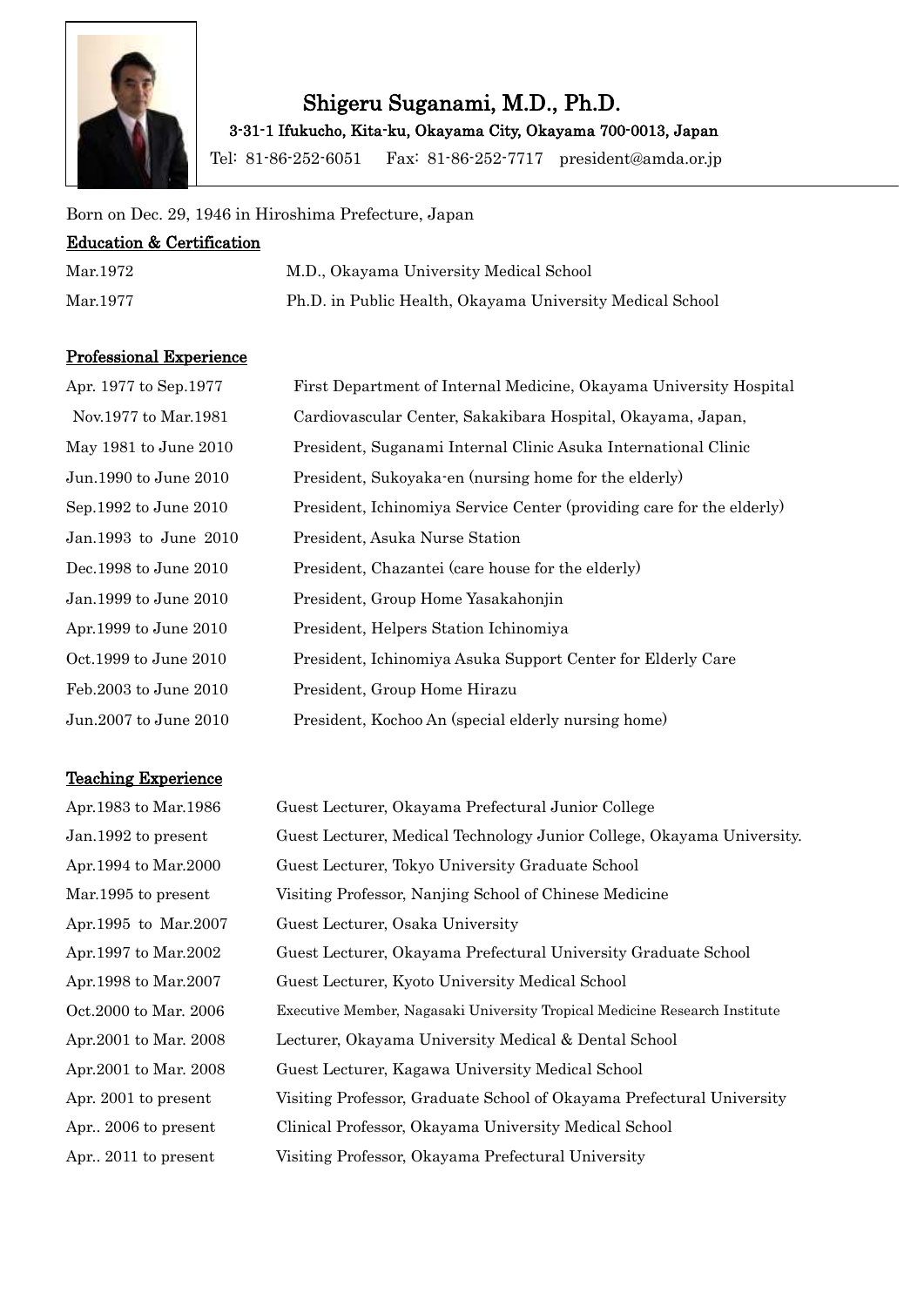# Shigeru Suganami, M.D., Ph.D.

**3-31-1 Ifukucho, Kita-ku, Okayama City, Okayama 700-0013, Japan**

Tel: 81-86-252-6051 Fax: 81-86-252-7717 president@amda.or.jp

Born on Dec. 29, 1946 in Hiroshima Prefecture, Japan

## Education & Certification

| | |
|---|---|
| Mar.1972 | M.D., Okayama University Medical School |
| Mar.1977 | Ph.D. in Public Health, Okayama University Medical School |

## Professional Experience

| | |
|---|---|
| Apr. 1977 to Sep.1977 | First Department of Internal Medicine, Okayama University Hospital |
| Nov.1977 to Mar.1981 | Cardiovascular Center, Sakakibara Hospital, Okayama, Japan, |
| May 1981 to June 2010 | President, Suganami Internal Clinic Asuka International Clinic |
| Jun.1990 to June 2010 | President, Sukoyaka-en (nursing home for the elderly) |
| Sep.1992 to June 2010 | President, Ichinomiya Service Center (providing care for the elderly) |
| Jan.1993 to June 2010 | President, Asuka Nurse Station |
| Dec.1998 to June 2010 | President, Chazantei (care house for the elderly) |
| Jan.1999 to June 2010 | President, Group Home Yasakahonjin |
| Apr.1999 to June 2010 | President, Helpers Station Ichinomiya |
| Oct.1999 to June 2010 | President, Ichinomiya Asuka Support Center for Elderly Care |
| Feb.2003 to June 2010 | President, Group Home Hirazu |
| Jun.2007 to June 2010 | President, Kochoo An (special elderly nursing home) |

## Teaching Experience

| | |
|---|---|
| Apr.1983 to Mar.1986 | Guest Lecturer, Okayama Prefectural Junior College |
| Jan.1992 to present | Guest Lecturer, Medical Technology Junior College, Okayama University. |
| Apr.1994 to Mar.2000 | Guest Lecturer, Tokyo University Graduate School |
| Mar.1995 to present | Visiting Professor, Nanjing School of Chinese Medicine |
| Apr.1995 to Mar.2007 | Guest Lecturer, Osaka University |
| Apr.1997 to Mar.2002 | Guest Lecturer, Okayama Prefectural University Graduate School |
| Apr.1998 to Mar.2007 | Guest Lecturer, Kyoto University Medical School |
| Oct.2000 to Mar. 2006 | Executive Member, Nagasaki University Tropical Medicine Research Institute |
| Apr.2001 to Mar. 2008 | Lecturer, Okayama University Medical & Dental School |
| Apr.2001 to Mar. 2008 | Guest Lecturer, Kagawa University Medical School |
| Apr. 2001 to present | Visiting Professor, Graduate School of Okayama Prefectural University |
| Apr.. 2006 to present | Clinical Professor, Okayama University Medical School |
| Apr.. 2011 to present | Visiting Professor, Okayama Prefectural University |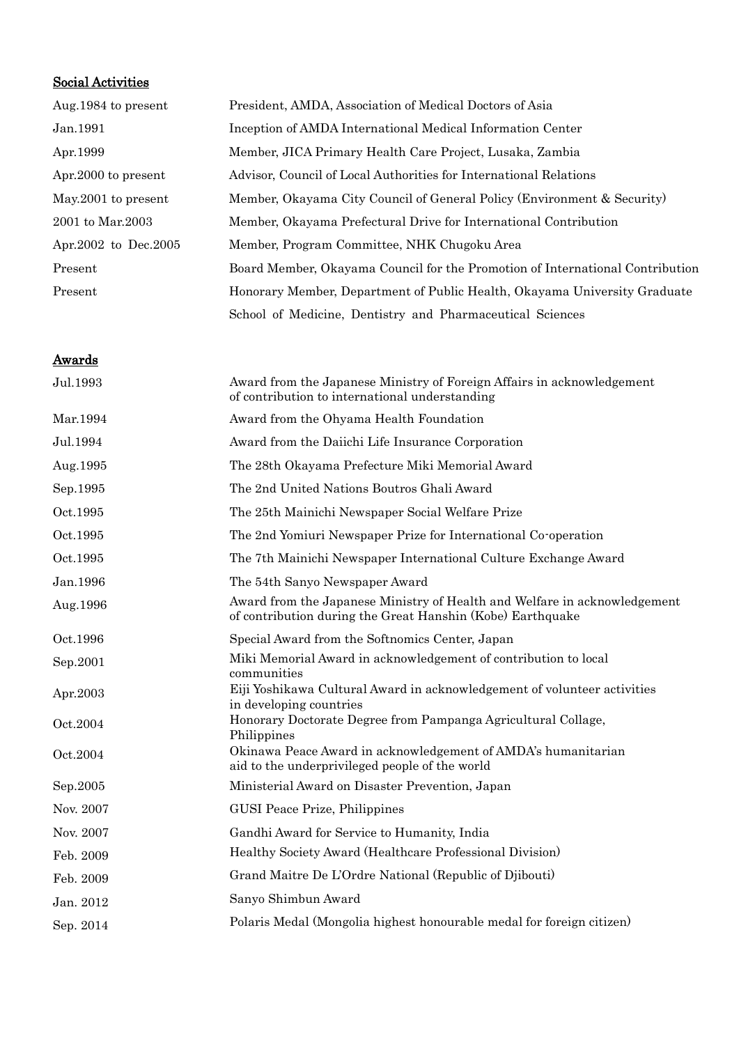## Social Activities

| | |
|---|---|
| Aug.1984 to present | President, AMDA, Association of Medical Doctors of Asia |
| Jan.1991 | Inception of AMDA International Medical Information Center |
| Apr.1999 | Member, JICA Primary Health Care Project, Lusaka, Zambia |
| Apr.2000 to present | Advisor, Council of Local Authorities for International Relations |
| May.2001 to present | Member, Okayama City Council of General Policy (Environment & Security) |
| 2001 to Mar.2003 | Member, Okayama Prefectural Drive for International Contribution |
| Apr.2002 to Dec.2005 | Member, Program Committee, NHK Chugoku Area |
| Present | Board Member, Okayama Council for the Promotion of International Contribution |
| Present | Honorary Member, Department of Public Health, Okayama University Graduate School of Medicine, Dentistry and Pharmaceutical Sciences |

## Awards

| | |
|---|---|
| Jul.1993 | Award from the Japanese Ministry of Foreign Affairs in acknowledgement of contribution to international understanding |
| Mar.1994 | Award from the Ohyama Health Foundation |
| Jul.1994 | Award from the Daiichi Life Insurance Corporation |
| Aug.1995 | The 28th Okayama Prefecture Miki Memorial Award |
| Sep.1995 | The 2nd United Nations Boutros Ghali Award |
| Oct.1995 | The 25th Mainichi Newspaper Social Welfare Prize |
| Oct.1995 | The 2nd Yomiuri Newspaper Prize for International Co-operation |
| Oct.1995 | The 7th Mainichi Newspaper International Culture Exchange Award |
| Jan.1996 | The 54th Sanyo Newspaper Award |
| Aug.1996 | Award from the Japanese Ministry of Health and Welfare in acknowledgement of contribution during the Great Hanshin (Kobe) Earthquake |
| Oct.1996 | Special Award from the Softnomics Center, Japan |
| Sep.2001 | Miki Memorial Award in acknowledgement of contribution to local communities |
| Apr.2003 | Eiji Yoshikawa Cultural Award in acknowledgement of volunteer activities in developing countries |
| Oct.2004 | Honorary Doctorate Degree from Pampanga Agricultural Collage, Philippines |
| Oct.2004 | Okinawa Peace Award in acknowledgement of AMDA's humanitarian aid to the underprivileged people of the world |
| Sep.2005 | Ministerial Award on Disaster Prevention, Japan |
| Nov. 2007 | GUSI Peace Prize, Philippines |
| Nov. 2007 | Gandhi Award for Service to Humanity, India |
| Feb. 2009 | Healthy Society Award (Healthcare Professional Division) |
| Feb. 2009 | Grand Maitre De L'Ordre National (Republic of Djibouti) |
| Jan. 2012 | Sanyo Shimbun Award |
| Sep. 2014 | Polaris Medal (Mongolia highest honourable medal for foreign citizen) |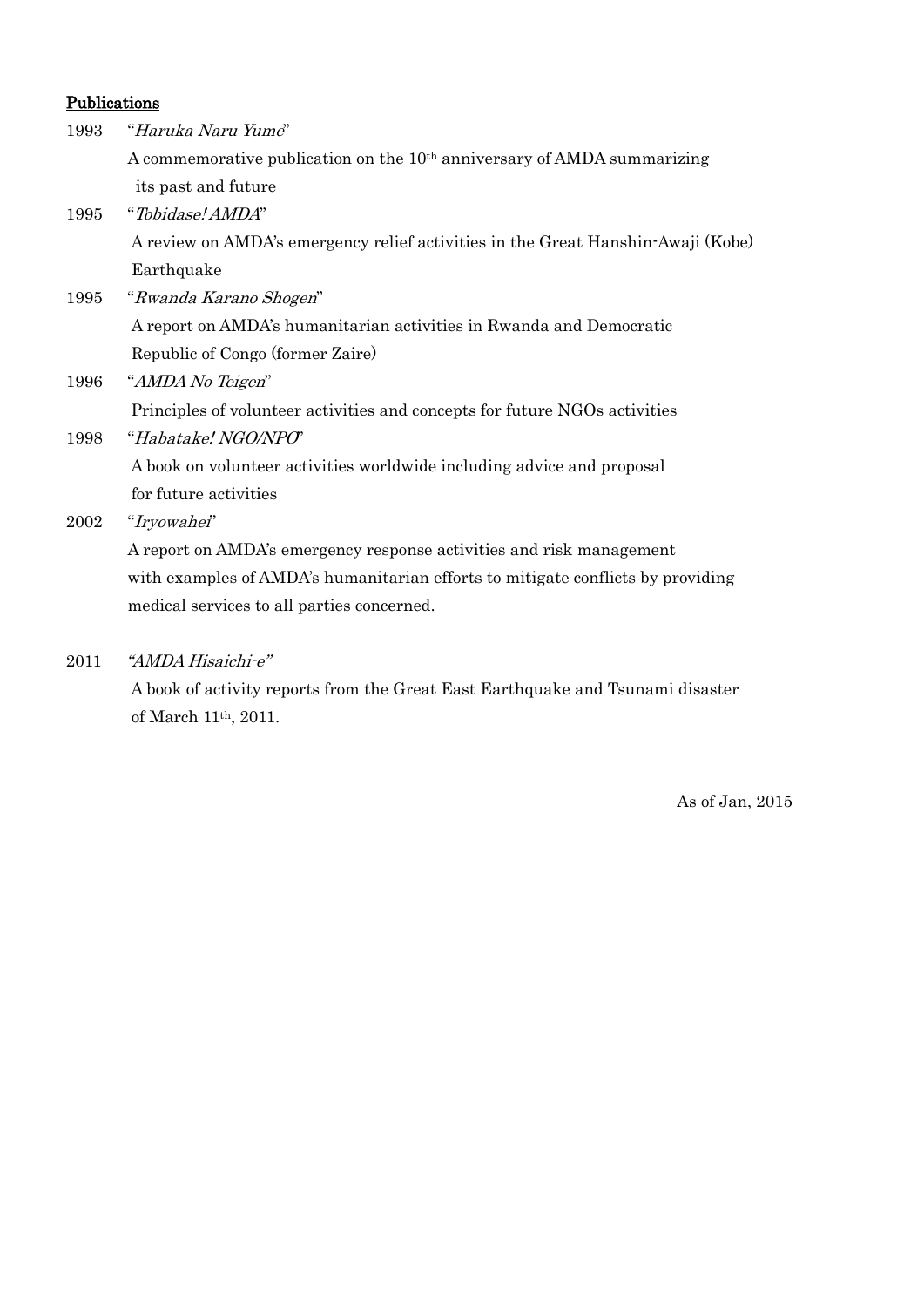**Publications**

1993 "*Haruka Naru Yume*"
A commemorative publication on the 10th anniversary of AMDA summarizing its past and future

1995 "*Tobidase! AMDA*"
A review on AMDA's emergency relief activities in the Great Hanshin-Awaji (Kobe) Earthquake

1995 "*Rwanda Karano Shogen*"
A report on AMDA's humanitarian activities in Rwanda and Democratic Republic of Congo (former Zaire)

1996 "*AMDA No Teigen*"
Principles of volunteer activities and concepts for future NGOs activities

1998 "*Habatake! NGO/NPO*"
A book on volunteer activities worldwide including advice and proposal for future activities

2002 "*Iryowahei*"
A report on AMDA's emergency response activities and risk management with examples of AMDA's humanitarian efforts to mitigate conflicts by providing medical services to all parties concerned.

2011 *"AMDA Hisaichi-e"*
A book of activity reports from the Great East Earthquake and Tsunami disaster of March 11th, 2011.

As of Jan, 2015